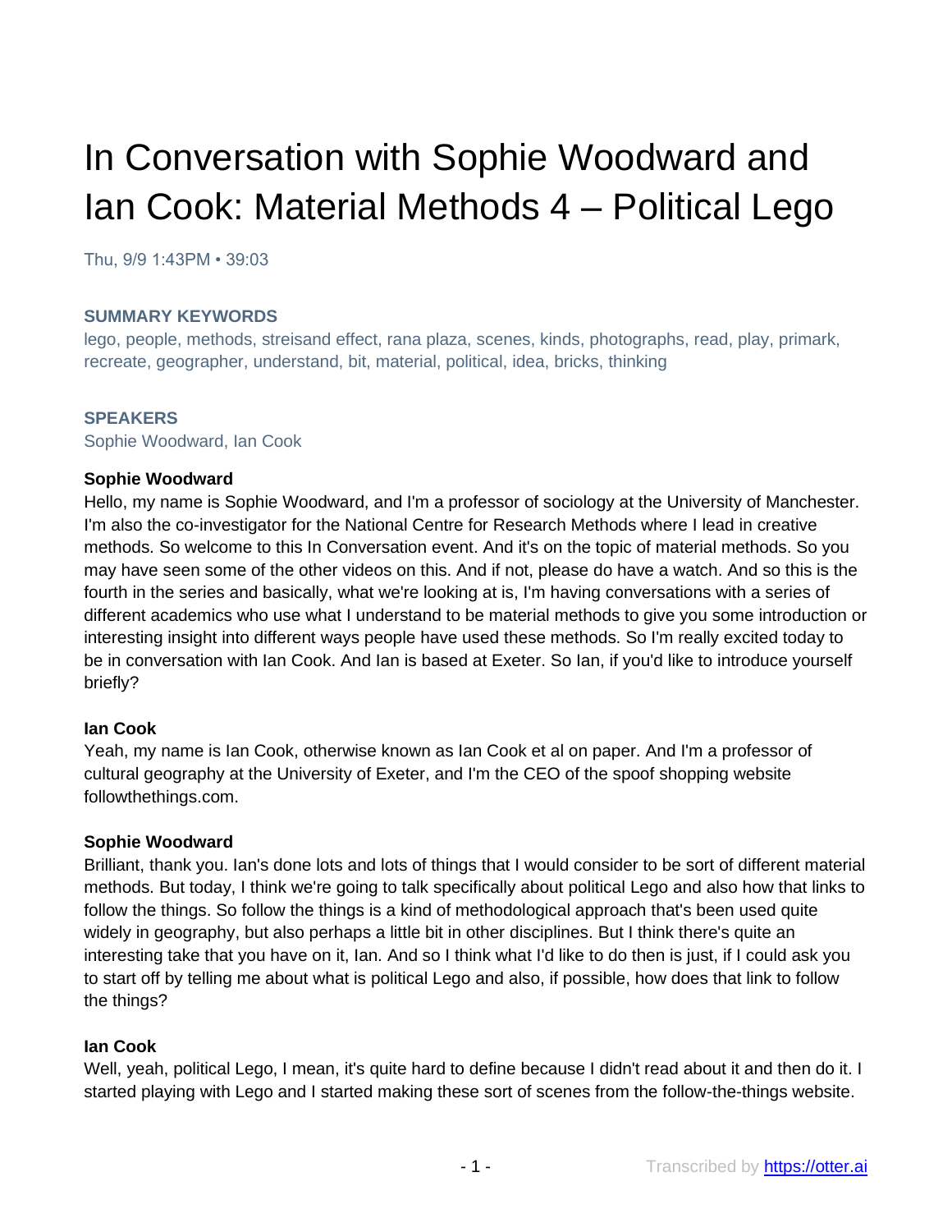# In Conversation with Sophie Woodward and Ian Cook: Material Methods 4 – Political Lego

Thu, 9/9 1:43PM • 39:03

### SUMMARY KEYWORDS

lego, people, methods, streisand effect, rana plaza, scenes, kinds, photographs, read, play, primark, recreate, geographer, understand, bit, material, political, idea, bricks, thinking

### SPEAKERS

Sophie Woodward, Ian Cook

**Sophie Woodward**

Hello, my name is Sophie Woodward, and I'm a professor of sociology at the University of Manchester. I'm also the co-investigator for the National Centre for Research Methods where I lead in creative methods. So welcome to this In Conversation event. And it's on the topic of material methods. So you may have seen some of the other videos on this. And if not, please do have a watch. And so this is the fourth in the series and basically, what we're looking at is, I'm having conversations with a series of different academics who use what I understand to be material methods to give you some introduction or interesting insight into different ways people have used these methods. So I'm really excited today to be in conversation with Ian Cook. And Ian is based at Exeter. So Ian, if you'd like to introduce yourself briefly?

**Ian Cook**

Yeah, my name is Ian Cook, otherwise known as Ian Cook et al on paper. And I'm a professor of cultural geography at the University of Exeter, and I'm the CEO of the spoof shopping website followthethings.com.

**Sophie Woodward**

Brilliant, thank you. Ian's done lots and lots of things that I would consider to be sort of different material methods. But today, I think we're going to talk specifically about political Lego and also how that links to follow the things. So follow the things is a kind of methodological approach that's been used quite widely in geography, but also perhaps a little bit in other disciplines. But I think there's quite an interesting take that you have on it, Ian. And so I think what I'd like to do then is just, if I could ask you to start off by telling me about what is political Lego and also, if possible, how does that link to follow the things?

**Ian Cook**

Well, yeah, political Lego, I mean, it's quite hard to define because I didn't read about it and then do it. I started playing with Lego and I started making these sort of scenes from the follow-the-things website.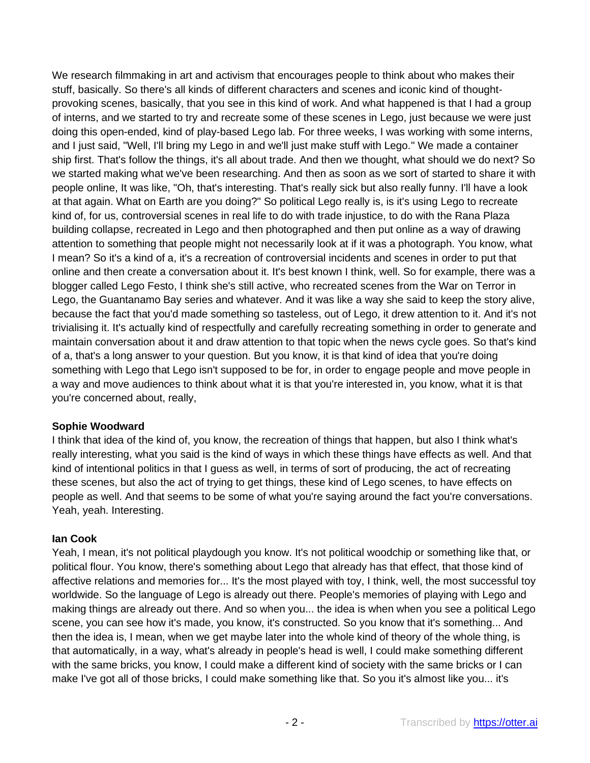We research filmmaking in art and activism that encourages people to think about who makes their stuff, basically. So there's all kinds of different characters and scenes and iconic kind of thought-provoking scenes, basically, that you see in this kind of work. And what happened is that I had a group of interns, and we started to try and recreate some of these scenes in Lego, just because we were just doing this open-ended, kind of play-based Lego lab. For three weeks, I was working with some interns, and I just said, "Well, I'll bring my Lego in and we'll just make stuff with Lego." We made a container ship first. That's follow the things, it's all about trade. And then we thought, what should we do next? So we started making what we've been researching. And then as soon as we sort of started to share it with people online, It was like, "Oh, that's interesting. That's really sick but also really funny. I'll have a look at that again. What on Earth are you doing?" So political Lego really is, is it's using Lego to recreate kind of, for us, controversial scenes in real life to do with trade injustice, to do with the Rana Plaza building collapse, recreated in Lego and then photographed and then put online as a way of drawing attention to something that people might not necessarily look at if it was a photograph. You know, what I mean? So it's a kind of a, it's a recreation of controversial incidents and scenes in order to put that online and then create a conversation about it. It's best known I think, well. So for example, there was a blogger called Lego Festo, I think she's still active, who recreated scenes from the War on Terror in Lego, the Guantanamo Bay series and whatever. And it was like a way she said to keep the story alive, because the fact that you'd made something so tasteless, out of Lego, it drew attention to it. And it's not trivialising it. It's actually kind of respectfully and carefully recreating something in order to generate and maintain conversation about it and draw attention to that topic when the news cycle goes. So that's kind of a, that's a long answer to your question. But you know, it is that kind of idea that you're doing something with Lego that Lego isn't supposed to be for, in order to engage people and move people in a way and move audiences to think about what it is that you're interested in, you know, what it is that you're concerned about, really,

**Sophie Woodward**
I think that idea of the kind of, you know, the recreation of things that happen, but also I think what's really interesting, what you said is the kind of ways in which these things have effects as well. And that kind of intentional politics in that I guess as well, in terms of sort of producing, the act of recreating these scenes, but also the act of trying to get things, these kind of Lego scenes, to have effects on people as well. And that seems to be some of what you're saying around the fact you're conversations. Yeah, yeah. Interesting.

**Ian Cook**
Yeah, I mean, it's not political playdough you know. It's not political woodchip or something like that, or political flour. You know, there's something about Lego that already has that effect, that those kind of affective relations and memories for... It's the most played with toy, I think, well, the most successful toy worldwide. So the language of Lego is already out there. People's memories of playing with Lego and making things are already out there. And so when you... the idea is when when you see a political Lego scene, you can see how it's made, you know, it's constructed. So you know that it's something... And then the idea is, I mean, when we get maybe later into the whole kind of theory of the whole thing, is that automatically, in a way, what's already in people's head is well, I could make something different with the same bricks, you know, I could make a different kind of society with the same bricks or I can make I've got all of those bricks, I could make something like that. So you it's almost like you... it's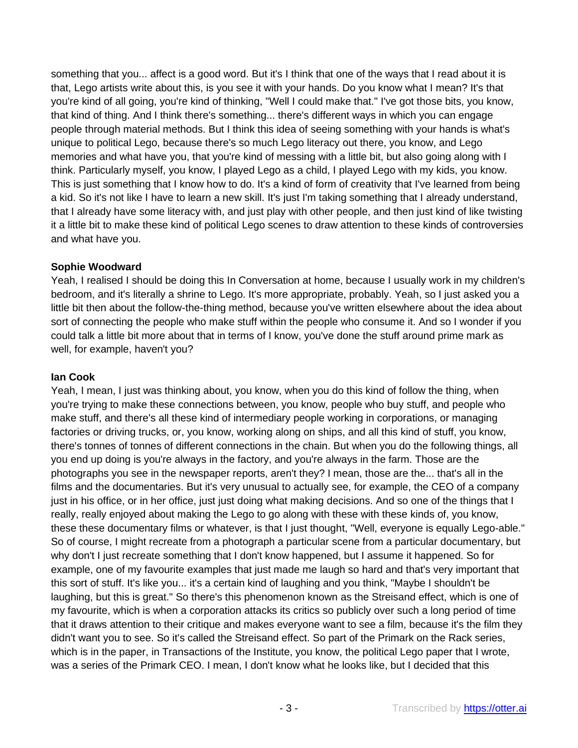something that you... affect is a good word. But it's I think that one of the ways that I read about it is that, Lego artists write about this, is you see it with your hands. Do you know what I mean? It's that you're kind of all going, you're kind of thinking, "Well I could make that." I've got those bits, you know, that kind of thing. And I think there's something... there's different ways in which you can engage people through material methods. But I think this idea of seeing something with your hands is what's unique to political Lego, because there's so much Lego literacy out there, you know, and Lego memories and what have you, that you're kind of messing with a little bit, but also going along with I think. Particularly myself, you know, I played Lego as a child, I played Lego with my kids, you know. This is just something that I know how to do. It's a kind of form of creativity that I've learned from being a kid. So it's not like I have to learn a new skill. It's just I'm taking something that I already understand, that I already have some literacy with, and just play with other people, and then just kind of like twisting it a little bit to make these kind of political Lego scenes to draw attention to these kinds of controversies and what have you.

**Sophie Woodward**
Yeah, I realised I should be doing this In Conversation at home, because I usually work in my children's bedroom, and it's literally a shrine to Lego. It's more appropriate, probably. Yeah, so I just asked you a little bit then about the follow-the-thing method, because you've written elsewhere about the idea about sort of connecting the people who make stuff within the people who consume it. And so I wonder if you could talk a little bit more about that in terms of I know, you've done the stuff around prime mark as well, for example, haven't you?

**Ian Cook**
Yeah, I mean, I just was thinking about, you know, when you do this kind of follow the thing, when you're trying to make these connections between, you know, people who buy stuff, and people who make stuff, and there's all these kind of intermediary people working in corporations, or managing factories or driving trucks, or, you know, working along on ships, and all this kind of stuff, you know, there's tonnes of tonnes of different connections in the chain. But when you do the following things, all you end up doing is you're always in the factory, and you're always in the farm. Those are the photographs you see in the newspaper reports, aren't they? I mean, those are the... that's all in the films and the documentaries. But it's very unusual to actually see, for example, the CEO of a company just in his office, or in her office, just just doing what making decisions. And so one of the things that I really, really enjoyed about making the Lego to go along with these with these kinds of, you know, these these documentary films or whatever, is that I just thought, "Well, everyone is equally Lego-able." So of course, I might recreate from a photograph a particular scene from a particular documentary, but why don't I just recreate something that I don't know happened, but I assume it happened. So for example, one of my favourite examples that just made me laugh so hard and that's very important that this sort of stuff. It's like you... it's a certain kind of laughing and you think, "Maybe I shouldn't be laughing, but this is great." So there's this phenomenon known as the Streisand effect, which is one of my favourite, which is when a corporation attacks its critics so publicly over such a long period of time that it draws attention to their critique and makes everyone want to see a film, because it's the film they didn't want you to see. So it's called the Streisand effect. So part of the Primark on the Rack series, which is in the paper, in Transactions of the Institute, you know, the political Lego paper that I wrote, was a series of the Primark CEO. I mean, I don't know what he looks like, but I decided that this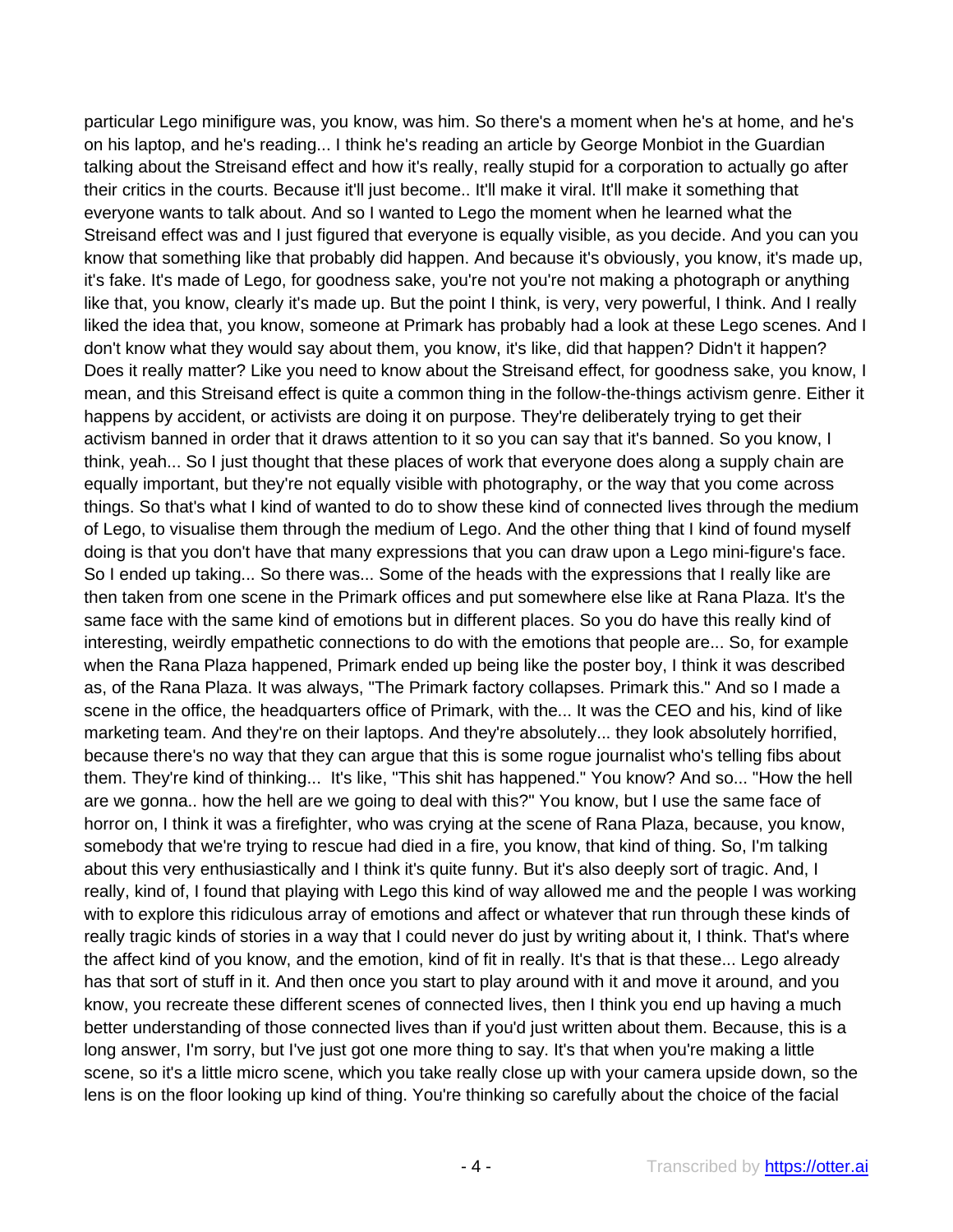particular Lego minifigure was, you know, was him. So there's a moment when he's at home, and he's on his laptop, and he's reading... I think he's reading an article by George Monbiot in the Guardian talking about the Streisand effect and how it's really, really stupid for a corporation to actually go after their critics in the courts. Because it'll just become.. It'll make it viral. It'll make it something that everyone wants to talk about. And so I wanted to Lego the moment when he learned what the Streisand effect was and I just figured that everyone is equally visible, as you decide. And you can you know that something like that probably did happen. And because it's obviously, you know, it's made up, it's fake. It's made of Lego, for goodness sake, you're not you're not making a photograph or anything like that, you know, clearly it's made up. But the point I think, is very, very powerful, I think. And I really liked the idea that, you know, someone at Primark has probably had a look at these Lego scenes. And I don't know what they would say about them, you know, it's like, did that happen? Didn't it happen? Does it really matter? Like you need to know about the Streisand effect, for goodness sake, you know, I mean, and this Streisand effect is quite a common thing in the follow-the-things activism genre. Either it happens by accident, or activists are doing it on purpose. They're deliberately trying to get their activism banned in order that it draws attention to it so you can say that it's banned. So you know, I think, yeah... So I just thought that these places of work that everyone does along a supply chain are equally important, but they're not equally visible with photography, or the way that you come across things. So that's what I kind of wanted to do to show these kind of connected lives through the medium of Lego, to visualise them through the medium of Lego. And the other thing that I kind of found myself doing is that you don't have that many expressions that you can draw upon a Lego mini-figure's face. So I ended up taking... So there was... Some of the heads with the expressions that I really like are then taken from one scene in the Primark offices and put somewhere else like at Rana Plaza. It's the same face with the same kind of emotions but in different places. So you do have this really kind of interesting, weirdly empathetic connections to do with the emotions that people are... So, for example when the Rana Plaza happened, Primark ended up being like the poster boy, I think it was described as, of the Rana Plaza. It was always, "The Primark factory collapses. Primark this." And so I made a scene in the office, the headquarters office of Primark, with the... It was the CEO and his, kind of like marketing team. And they're on their laptops. And they're absolutely... they look absolutely horrified, because there's no way that they can argue that this is some rogue journalist who's telling fibs about them. They're kind of thinking... It's like, "This shit has happened." You know? And so... "How the hell are we gonna.. how the hell are we going to deal with this?" You know, but I use the same face of horror on, I think it was a firefighter, who was crying at the scene of Rana Plaza, because, you know, somebody that we're trying to rescue had died in a fire, you know, that kind of thing. So, I'm talking about this very enthusiastically and I think it's quite funny. But it's also deeply sort of tragic. And, I really, kind of, I found that playing with Lego this kind of way allowed me and the people I was working with to explore this ridiculous array of emotions and affect or whatever that run through these kinds of really tragic kinds of stories in a way that I could never do just by writing about it, I think. That's where the affect kind of you know, and the emotion, kind of fit in really. It's that is that these... Lego already has that sort of stuff in it. And then once you start to play around with it and move it around, and you know, you recreate these different scenes of connected lives, then I think you end up having a much better understanding of those connected lives than if you'd just written about them. Because, this is a long answer, I'm sorry, but I've just got one more thing to say. It's that when you're making a little scene, so it's a little micro scene, which you take really close up with your camera upside down, so the lens is on the floor looking up kind of thing. You're thinking so carefully about the choice of the facial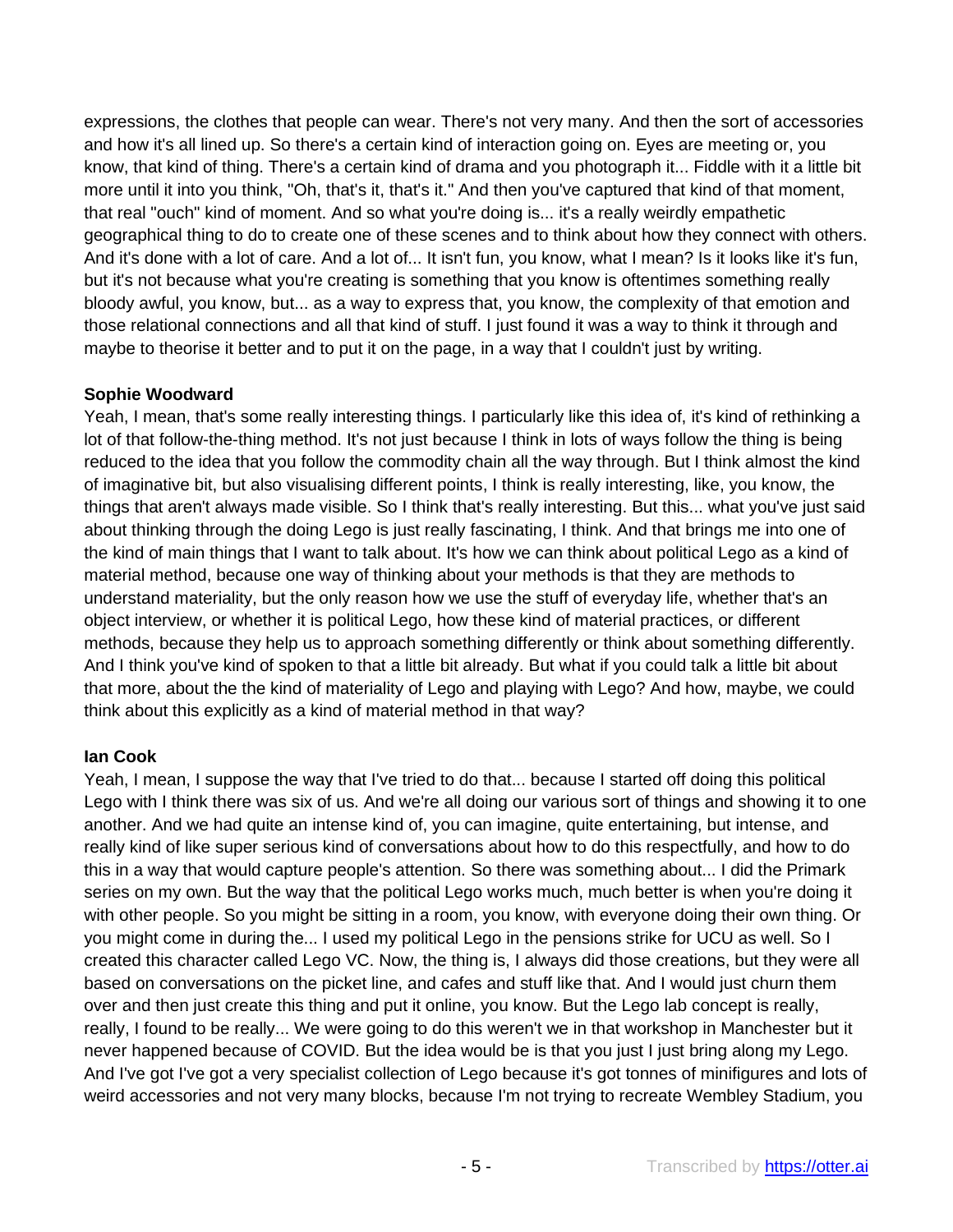expressions, the clothes that people can wear. There's not very many. And then the sort of accessories and how it's all lined up. So there's a certain kind of interaction going on. Eyes are meeting or, you know, that kind of thing. There's a certain kind of drama and you photograph it... Fiddle with it a little bit more until it into you think, "Oh, that's it, that's it." And then you've captured that kind of that moment, that real "ouch" kind of moment. And so what you're doing is... it's a really weirdly empathetic geographical thing to do to create one of these scenes and to think about how they connect with others. And it's done with a lot of care. And a lot of... It isn't fun, you know, what I mean? Is it looks like it's fun, but it's not because what you're creating is something that you know is oftentimes something really bloody awful, you know, but... as a way to express that, you know, the complexity of that emotion and those relational connections and all that kind of stuff. I just found it was a way to think it through and maybe to theorise it better and to put it on the page, in a way that I couldn't just by writing.

**Sophie Woodward**
Yeah, I mean, that's some really interesting things. I particularly like this idea of, it's kind of rethinking a lot of that follow-the-thing method. It's not just because I think in lots of ways follow the thing is being reduced to the idea that you follow the commodity chain all the way through. But I think almost the kind of imaginative bit, but also visualising different points, I think is really interesting, like, you know, the things that aren't always made visible. So I think that's really interesting. But this... what you've just said about thinking through the doing Lego is just really fascinating, I think. And that brings me into one of the kind of main things that I want to talk about. It's how we can think about political Lego as a kind of material method, because one way of thinking about your methods is that they are methods to understand materiality, but the only reason how we use the stuff of everyday life, whether that's an object interview, or whether it is political Lego, how these kind of material practices, or different methods, because they help us to approach something differently or think about something differently. And I think you've kind of spoken to that a little bit already. But what if you could talk a little bit about that more, about the the kind of materiality of Lego and playing with Lego? And how, maybe, we could think about this explicitly as a kind of material method in that way?

**Ian Cook**
Yeah, I mean, I suppose the way that I've tried to do that... because I started off doing this political Lego with I think there was six of us. And we're all doing our various sort of things and showing it to one another. And we had quite an intense kind of, you can imagine, quite entertaining, but intense, and really kind of like super serious kind of conversations about how to do this respectfully, and how to do this in a way that would capture people's attention. So there was something about... I did the Primark series on my own. But the way that the political Lego works much, much better is when you're doing it with other people. So you might be sitting in a room, you know, with everyone doing their own thing. Or you might come in during the... I used my political Lego in the pensions strike for UCU as well. So I created this character called Lego VC. Now, the thing is, I always did those creations, but they were all based on conversations on the picket line, and cafes and stuff like that. And I would just churn them over and then just create this thing and put it online, you know. But the Lego lab concept is really, really, I found to be really... We were going to do this weren't we in that workshop in Manchester but it never happened because of COVID. But the idea would be is that you just I just bring along my Lego. And I've got I've got a very specialist collection of Lego because it's got tonnes of minifigures and lots of weird accessories and not very many blocks, because I'm not trying to recreate Wembley Stadium, you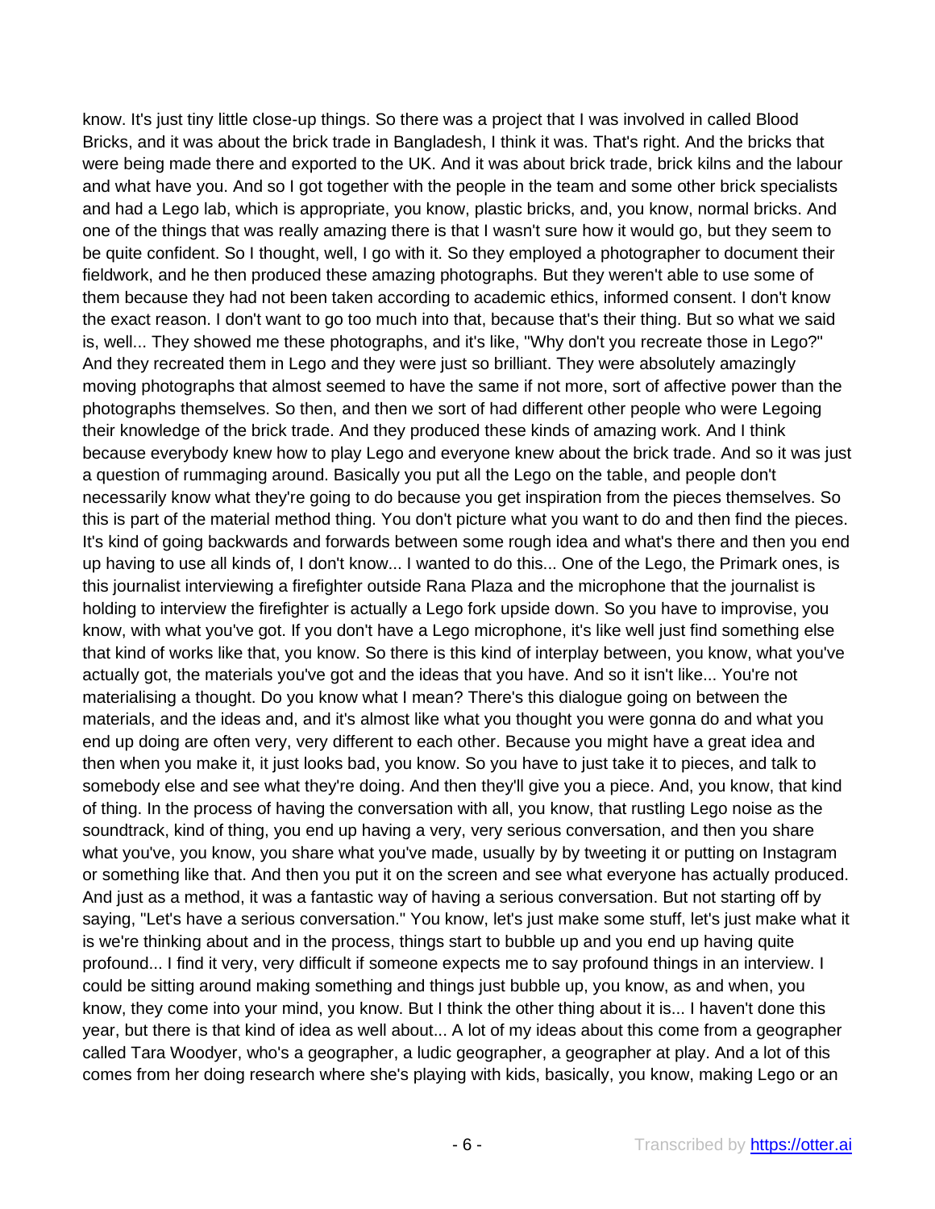know. It's just tiny little close-up things. So there was a project that I was involved in called Blood Bricks, and it was about the brick trade in Bangladesh, I think it was. That's right. And the bricks that were being made there and exported to the UK. And it was about brick trade, brick kilns and the labour and what have you. And so I got together with the people in the team and some other brick specialists and had a Lego lab, which is appropriate, you know, plastic bricks, and, you know, normal bricks. And one of the things that was really amazing there is that I wasn't sure how it would go, but they seem to be quite confident. So I thought, well, I go with it. So they employed a photographer to document their fieldwork, and he then produced these amazing photographs. But they weren't able to use some of them because they had not been taken according to academic ethics, informed consent. I don't know the exact reason. I don't want to go too much into that, because that's their thing. But so what we said is, well... They showed me these photographs, and it's like, "Why don't you recreate those in Lego?" And they recreated them in Lego and they were just so brilliant. They were absolutely amazingly moving photographs that almost seemed to have the same if not more, sort of affective power than the photographs themselves. So then, and then we sort of had different other people who were Legoing their knowledge of the brick trade. And they produced these kinds of amazing work. And I think because everybody knew how to play Lego and everyone knew about the brick trade. And so it was just a question of rummaging around. Basically you put all the Lego on the table, and people don't necessarily know what they're going to do because you get inspiration from the pieces themselves. So this is part of the material method thing. You don't picture what you want to do and then find the pieces. It's kind of going backwards and forwards between some rough idea and what's there and then you end up having to use all kinds of, I don't know... I wanted to do this... One of the Lego, the Primark ones, is this journalist interviewing a firefighter outside Rana Plaza and the microphone that the journalist is holding to interview the firefighter is actually a Lego fork upside down. So you have to improvise, you know, with what you've got. If you don't have a Lego microphone, it's like well just find something else that kind of works like that, you know. So there is this kind of interplay between, you know, what you've actually got, the materials you've got and the ideas that you have. And so it isn't like... You're not materialising a thought. Do you know what I mean? There's this dialogue going on between the materials, and the ideas and, and it's almost like what you thought you were gonna do and what you end up doing are often very, very different to each other. Because you might have a great idea and then when you make it, it just looks bad, you know. So you have to just take it to pieces, and talk to somebody else and see what they're doing. And then they'll give you a piece. And, you know, that kind of thing. In the process of having the conversation with all, you know, that rustling Lego noise as the soundtrack, kind of thing, you end up having a very, very serious conversation, and then you share what you've, you know, you share what you've made, usually by by tweeting it or putting on Instagram or something like that. And then you put it on the screen and see what everyone has actually produced. And just as a method, it was a fantastic way of having a serious conversation. But not starting off by saying, "Let's have a serious conversation." You know, let's just make some stuff, let's just make what it is we're thinking about and in the process, things start to bubble up and you end up having quite profound... I find it very, very difficult if someone expects me to say profound things in an interview. I could be sitting around making something and things just bubble up, you know, as and when, you know, they come into your mind, you know. But I think the other thing about it is... I haven't done this year, but there is that kind of idea as well about... A lot of my ideas about this come from a geographer called Tara Woodyer, who's a geographer, a ludic geographer, a geographer at play. And a lot of this comes from her doing research where she's playing with kids, basically, you know, making Lego or an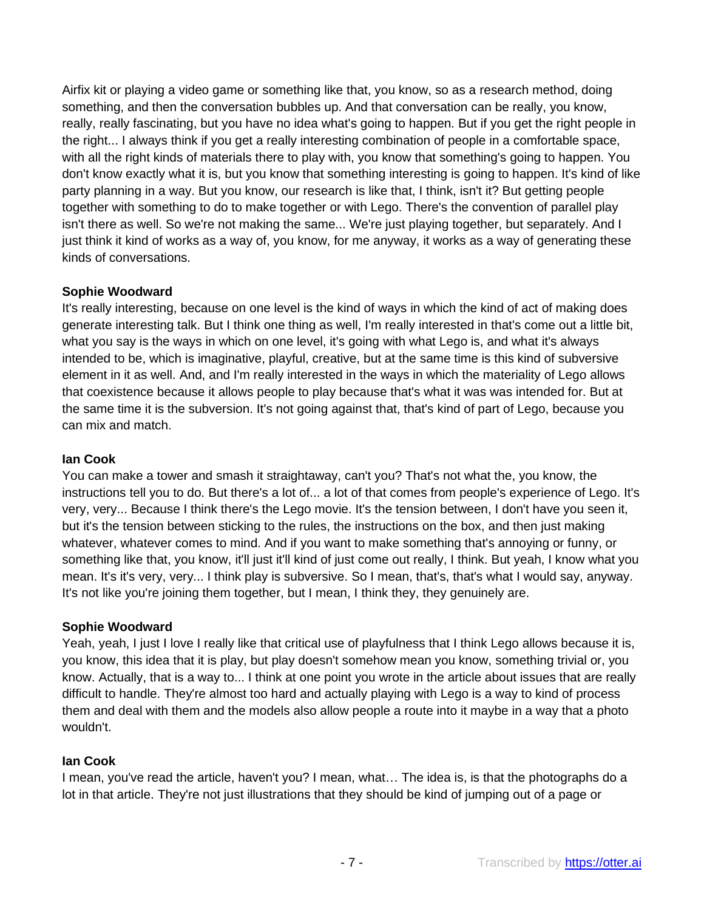Airfix kit or playing a video game or something like that, you know, so as a research method, doing something, and then the conversation bubbles up. And that conversation can be really, you know, really, really fascinating, but you have no idea what's going to happen. But if you get the right people in the right... I always think if you get a really interesting combination of people in a comfortable space, with all the right kinds of materials there to play with, you know that something's going to happen. You don't know exactly what it is, but you know that something interesting is going to happen. It's kind of like party planning in a way. But you know, our research is like that, I think, isn't it? But getting people together with something to do to make together or with Lego. There's the convention of parallel play isn't there as well. So we're not making the same... We're just playing together, but separately. And I just think it kind of works as a way of, you know, for me anyway, it works as a way of generating these kinds of conversations.

**Sophie Woodward**
It's really interesting, because on one level is the kind of ways in which the kind of act of making does generate interesting talk. But I think one thing as well, I'm really interested in that's come out a little bit, what you say is the ways in which on one level, it's going with what Lego is, and what it's always intended to be, which is imaginative, playful, creative, but at the same time is this kind of subversive element in it as well. And, and I'm really interested in the ways in which the materiality of Lego allows that coexistence because it allows people to play because that's what it was was intended for. But at the same time it is the subversion. It's not going against that, that's kind of part of Lego, because you can mix and match.

**Ian Cook**
You can make a tower and smash it straightaway, can't you? That's not what the, you know, the instructions tell you to do. But there's a lot of... a lot of that comes from people's experience of Lego. It's very, very... Because I think there's the Lego movie. It's the tension between, I don't have you seen it, but it's the tension between sticking to the rules, the instructions on the box, and then just making whatever, whatever comes to mind. And if you want to make something that's annoying or funny, or something like that, you know, it'll just it'll kind of just come out really, I think. But yeah, I know what you mean. It's it's very, very... I think play is subversive. So I mean, that's, that's what I would say, anyway. It's not like you're joining them together, but I mean, I think they, they genuinely are.

**Sophie Woodward**
Yeah, yeah, I just I love I really like that critical use of playfulness that I think Lego allows because it is, you know, this idea that it is play, but play doesn't somehow mean you know, something trivial or, you know. Actually, that is a way to... I think at one point you wrote in the article about issues that are really difficult to handle. They're almost too hard and actually playing with Lego is a way to kind of process them and deal with them and the models also allow people a route into it maybe in a way that a photo wouldn't.

**Ian Cook**
I mean, you've read the article, haven't you? I mean, what… The idea is, is that the photographs do a lot in that article. They're not just illustrations that they should be kind of jumping out of a page or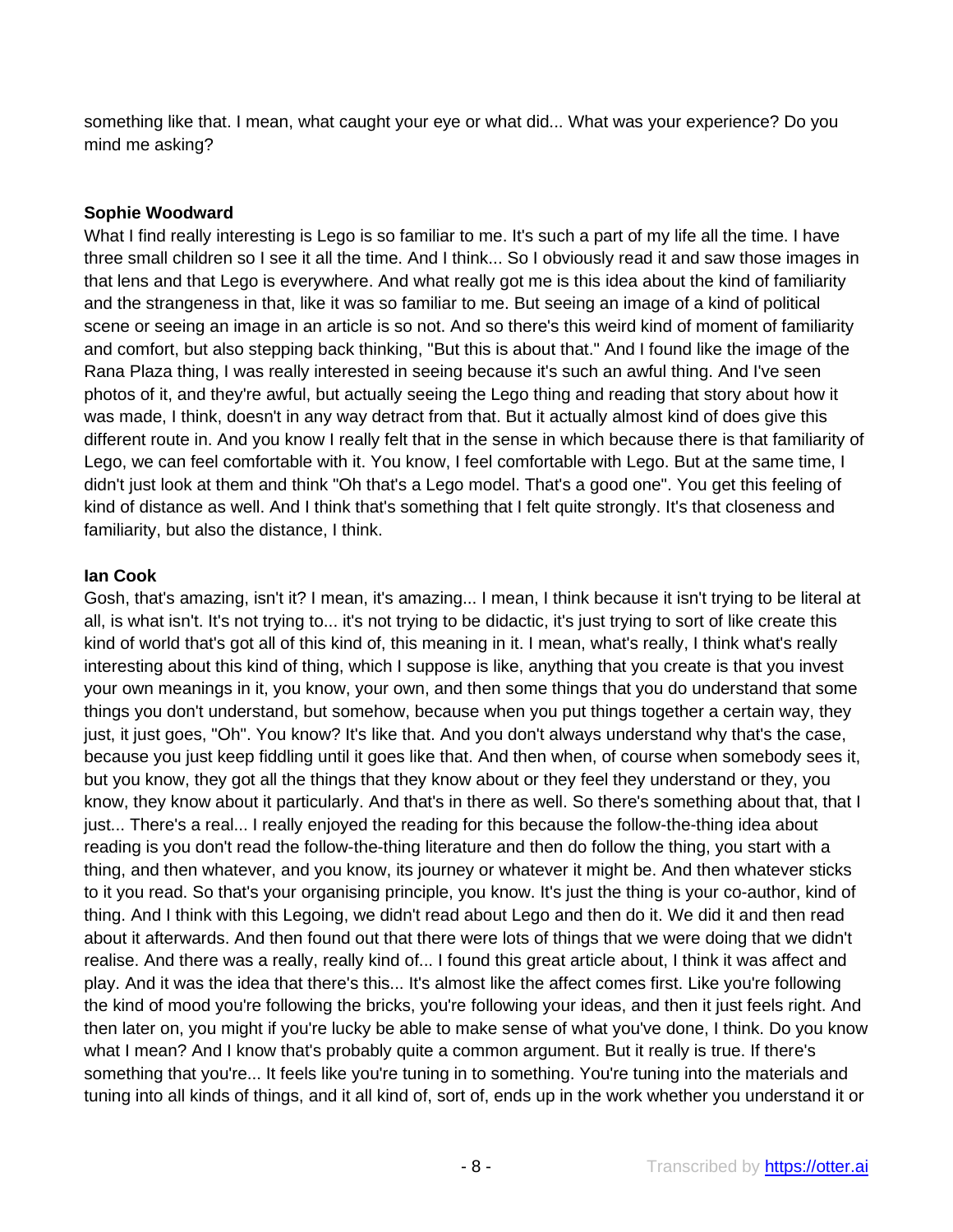something like that. I mean, what caught your eye or what did... What was your experience? Do you mind me asking?

**Sophie Woodward**

What I find really interesting is Lego is so familiar to me. It's such a part of my life all the time. I have three small children so I see it all the time. And I think... So I obviously read it and saw those images in that lens and that Lego is everywhere. And what really got me is this idea about the kind of familiarity and the strangeness in that, like it was so familiar to me. But seeing an image of a kind of political scene or seeing an image in an article is so not. And so there's this weird kind of moment of familiarity and comfort, but also stepping back thinking, "But this is about that." And I found like the image of the Rana Plaza thing, I was really interested in seeing because it's such an awful thing. And I've seen photos of it, and they're awful, but actually seeing the Lego thing and reading that story about how it was made, I think, doesn't in any way detract from that. But it actually almost kind of does give this different route in. And you know I really felt that in the sense in which because there is that familiarity of Lego, we can feel comfortable with it. You know, I feel comfortable with Lego. But at the same time, I didn't just look at them and think "Oh that's a Lego model. That's a good one". You get this feeling of kind of distance as well. And I think that's something that I felt quite strongly. It's that closeness and familiarity, but also the distance, I think.

**Ian Cook**

Gosh, that's amazing, isn't it? I mean, it's amazing... I mean, I think because it isn't trying to be literal at all, is what isn't. It's not trying to... it's not trying to be didactic, it's just trying to sort of like create this kind of world that's got all of this kind of, this meaning in it. I mean, what's really, I think what's really interesting about this kind of thing, which I suppose is like, anything that you create is that you invest your own meanings in it, you know, your own, and then some things that you do understand that some things you don't understand, but somehow, because when you put things together a certain way, they just, it just goes, "Oh". You know? It's like that. And you don't always understand why that's the case, because you just keep fiddling until it goes like that. And then when, of course when somebody sees it, but you know, they got all the things that they know about or they feel they understand or they, you know, they know about it particularly. And that's in there as well. So there's something about that, that I just... There's a real... I really enjoyed the reading for this because the follow-the-thing idea about reading is you don't read the follow-the-thing literature and then do follow the thing, you start with a thing, and then whatever, and you know, its journey or whatever it might be. And then whatever sticks to it you read. So that's your organising principle, you know. It's just the thing is your co-author, kind of thing. And I think with this Legoing, we didn't read about Lego and then do it. We did it and then read about it afterwards. And then found out that there were lots of things that we were doing that we didn't realise. And there was a really, really kind of... I found this great article about, I think it was affect and play. And it was the idea that there's this... It's almost like the affect comes first. Like you're following the kind of mood you're following the bricks, you're following your ideas, and then it just feels right. And then later on, you might if you're lucky be able to make sense of what you've done, I think. Do you know what I mean? And I know that's probably quite a common argument. But it really is true. If there's something that you're... It feels like you're tuning in to something. You're tuning into the materials and tuning into all kinds of things, and it all kind of, sort of, ends up in the work whether you understand it or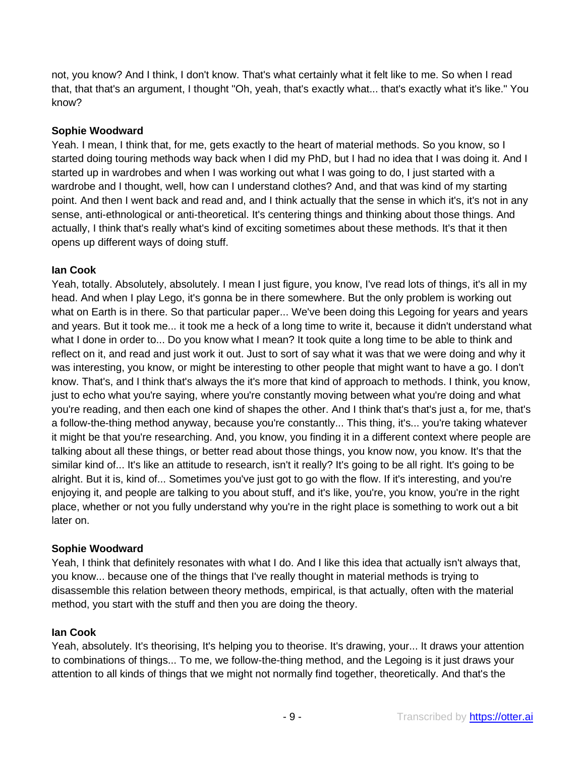not, you know? And I think, I don't know. That's what certainly what it felt like to me. So when I read that, that that's an argument, I thought "Oh, yeah, that's exactly what... that's exactly what it's like." You know?

**Sophie Woodward**
Yeah. I mean, I think that, for me, gets exactly to the heart of material methods. So you know, so I started doing touring methods way back when I did my PhD, but I had no idea that I was doing it. And I started up in wardrobes and when I was working out what I was going to do, I just started with a wardrobe and I thought, well, how can I understand clothes? And, and that was kind of my starting point. And then I went back and read and, and I think actually that the sense in which it's, it's not in any sense, anti-ethnological or anti-theoretical. It's centering things and thinking about those things. And actually, I think that's really what's kind of exciting sometimes about these methods. It's that it then opens up different ways of doing stuff.

**Ian Cook**
Yeah, totally. Absolutely, absolutely. I mean I just figure, you know, I've read lots of things, it's all in my head. And when I play Lego, it's gonna be in there somewhere. But the only problem is working out what on Earth is in there. So that particular paper... We've been doing this Legoing for years and years and years. But it took me... it took me a heck of a long time to write it, because it didn't understand what what I done in order to... Do you know what I mean? It took quite a long time to be able to think and reflect on it, and read and just work it out. Just to sort of say what it was that we were doing and why it was interesting, you know, or might be interesting to other people that might want to have a go. I don't know. That's, and I think that's always the it's more that kind of approach to methods. I think, you know, just to echo what you're saying, where you're constantly moving between what you're doing and what you're reading, and then each one kind of shapes the other. And I think that's that's just a, for me, that's a follow-the-thing method anyway, because you're constantly... This thing, it's... you're taking whatever it might be that you're researching. And, you know, you finding it in a different context where people are talking about all these things, or better read about those things, you know now, you know. It's that the similar kind of... It's like an attitude to research, isn't it really? It's going to be all right. It's going to be alright. But it is, kind of... Sometimes you've just got to go with the flow. If it's interesting, and you're enjoying it, and people are talking to you about stuff, and it's like, you're, you know, you're in the right place, whether or not you fully understand why you're in the right place is something to work out a bit later on.

**Sophie Woodward**
Yeah, I think that definitely resonates with what I do. And I like this idea that actually isn't always that, you know... because one of the things that I've really thought in material methods is trying to disassemble this relation between theory methods, empirical, is that actually, often with the material method, you start with the stuff and then you are doing the theory.

**Ian Cook**
Yeah, absolutely. It's theorising, It's helping you to theorise. It's drawing, your... It draws your attention to combinations of things... To me, we follow-the-thing method, and the Legoing is it just draws your attention to all kinds of things that we might not normally find together, theoretically. And that's the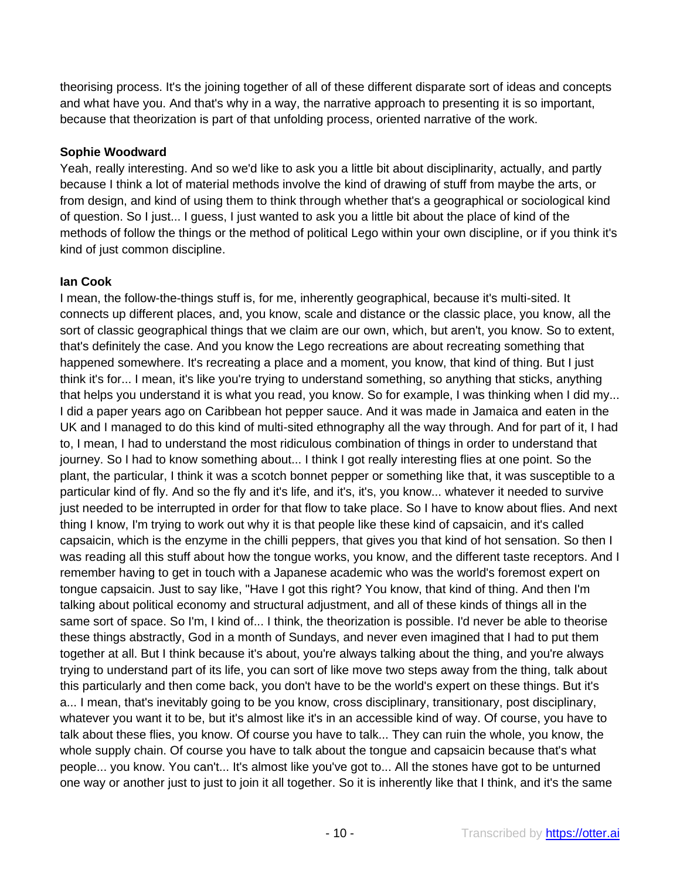theorising process. It's the joining together of all of these different disparate sort of ideas and concepts and what have you. And that's why in a way, the narrative approach to presenting it is so important, because that theorization is part of that unfolding process, oriented narrative of the work.

**Sophie Woodward**

Yeah, really interesting. And so we'd like to ask you a little bit about disciplinarity, actually, and partly because I think a lot of material methods involve the kind of drawing of stuff from maybe the arts, or from design, and kind of using them to think through whether that's a geographical or sociological kind of question. So I just... I guess, I just wanted to ask you a little bit about the place of kind of the methods of follow the things or the method of political Lego within your own discipline, or if you think it's kind of just common discipline.

**Ian Cook**

I mean, the follow-the-things stuff is, for me, inherently geographical, because it's multi-sited. It connects up different places, and, you know, scale and distance or the classic place, you know, all the sort of classic geographical things that we claim are our own, which, but aren't, you know. So to extent, that's definitely the case. And you know the Lego recreations are about recreating something that happened somewhere. It's recreating a place and a moment, you know, that kind of thing. But I just think it's for... I mean, it's like you're trying to understand something, so anything that sticks, anything that helps you understand it is what you read, you know. So for example, I was thinking when I did my... I did a paper years ago on Caribbean hot pepper sauce. And it was made in Jamaica and eaten in the UK and I managed to do this kind of multi-sited ethnography all the way through. And for part of it, I had to, I mean, I had to understand the most ridiculous combination of things in order to understand that journey. So I had to know something about... I think I got really interesting flies at one point. So the plant, the particular, I think it was a scotch bonnet pepper or something like that, it was susceptible to a particular kind of fly. And so the fly and it's life, and it's, it's, you know... whatever it needed to survive just needed to be interrupted in order for that flow to take place. So I have to know about flies. And next thing I know, I'm trying to work out why it is that people like these kind of capsaicin, and it's called capsaicin, which is the enzyme in the chilli peppers, that gives you that kind of hot sensation. So then I was reading all this stuff about how the tongue works, you know, and the different taste receptors. And I remember having to get in touch with a Japanese academic who was the world's foremost expert on tongue capsaicin. Just to say like, "Have I got this right? You know, that kind of thing. And then I'm talking about political economy and structural adjustment, and all of these kinds of things all in the same sort of space. So I'm, I kind of... I think, the theorization is possible. I'd never be able to theorise these things abstractly, God in a month of Sundays, and never even imagined that I had to put them together at all. But I think because it's about, you're always talking about the thing, and you're always trying to understand part of its life, you can sort of like move two steps away from the thing, talk about this particularly and then come back, you don't have to be the world's expert on these things. But it's a... I mean, that's inevitably going to be you know, cross disciplinary, transitionary, post disciplinary, whatever you want it to be, but it's almost like it's in an accessible kind of way. Of course, you have to talk about these flies, you know. Of course you have to talk... They can ruin the whole, you know, the whole supply chain. Of course you have to talk about the tongue and capsaicin because that's what people... you know. You can't... It's almost like you've got to... All the stones have got to be unturned one way or another just to just to join it all together. So it is inherently like that I think, and it's the same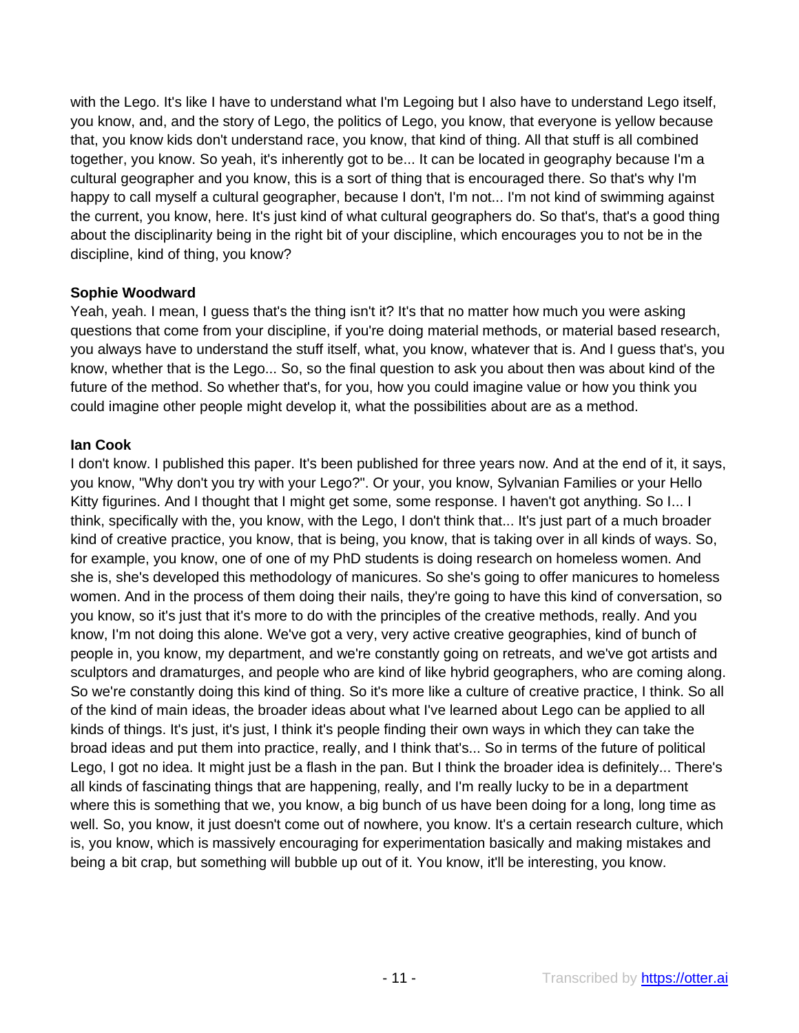with the Lego. It's like I have to understand what I'm Legoing but I also have to understand Lego itself, you know, and, and the story of Lego, the politics of Lego, you know, that everyone is yellow because that, you know kids don't understand race, you know, that kind of thing. All that stuff is all combined together, you know. So yeah, it's inherently got to be... It can be located in geography because I'm a cultural geographer and you know, this is a sort of thing that is encouraged there. So that's why I'm happy to call myself a cultural geographer, because I don't, I'm not... I'm not kind of swimming against the current, you know, here. It's just kind of what cultural geographers do. So that's, that's a good thing about the disciplinarity being in the right bit of your discipline, which encourages you to not be in the discipline, kind of thing, you know?

**Sophie Woodward**
Yeah, yeah. I mean, I guess that's the thing isn't it? It's that no matter how much you were asking questions that come from your discipline, if you're doing material methods, or material based research, you always have to understand the stuff itself, what, you know, whatever that is. And I guess that's, you know, whether that is the Lego... So, so the final question to ask you about then was about kind of the future of the method. So whether that's, for you, how you could imagine value or how you think you could imagine other people might develop it, what the possibilities about are as a method.

**Ian Cook**
I don't know. I published this paper. It's been published for three years now. And at the end of it, it says, you know, "Why don't you try with your Lego?". Or your, you know, Sylvanian Families or your Hello Kitty figurines. And I thought that I might get some, some response. I haven't got anything. So I... I think, specifically with the, you know, with the Lego, I don't think that... It's just part of a much broader kind of creative practice, you know, that is being, you know, that is taking over in all kinds of ways. So, for example, you know, one of one of my PhD students is doing research on homeless women. And she is, she's developed this methodology of manicures. So she's going to offer manicures to homeless women. And in the process of them doing their nails, they're going to have this kind of conversation, so you know, so it's just that it's more to do with the principles of the creative methods, really. And you know, I'm not doing this alone. We've got a very, very active creative geographies, kind of bunch of people in, you know, my department, and we're constantly going on retreats, and we've got artists and sculptors and dramaturges, and people who are kind of like hybrid geographers, who are coming along. So we're constantly doing this kind of thing. So it's more like a culture of creative practice, I think. So all of the kind of main ideas, the broader ideas about what I've learned about Lego can be applied to all kinds of things. It's just, it's just, I think it's people finding their own ways in which they can take the broad ideas and put them into practice, really, and I think that's... So in terms of the future of political Lego, I got no idea. It might just be a flash in the pan. But I think the broader idea is definitely... There's all kinds of fascinating things that are happening, really, and I'm really lucky to be in a department where this is something that we, you know, a big bunch of us have been doing for a long, long time as well. So, you know, it just doesn't come out of nowhere, you know. It's a certain research culture, which is, you know, which is massively encouraging for experimentation basically and making mistakes and being a bit crap, but something will bubble up out of it. You know, it'll be interesting, you know.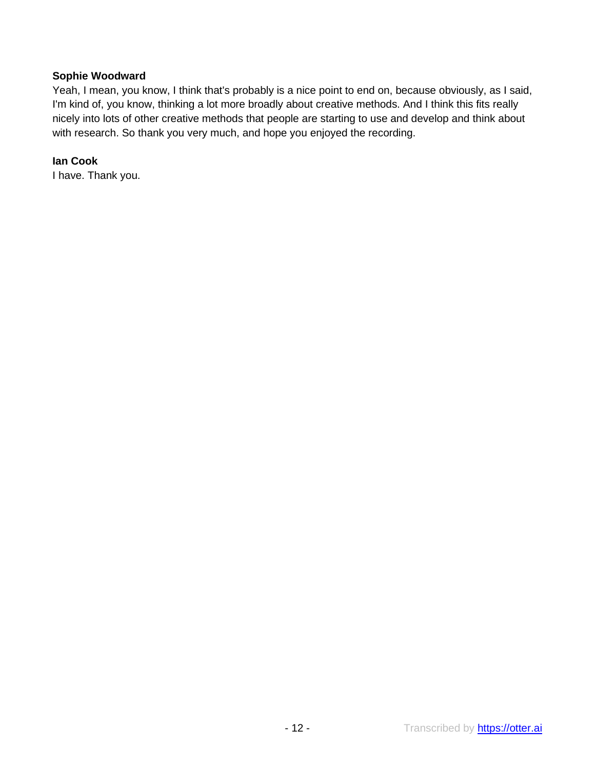**Sophie Woodward**
Yeah, I mean, you know, I think that's probably is a nice point to end on, because obviously, as I said, I'm kind of, you know, thinking a lot more broadly about creative methods. And I think this fits really nicely into lots of other creative methods that people are starting to use and develop and think about with research. So thank you very much, and hope you enjoyed the recording.

**Ian Cook**
I have. Thank you.